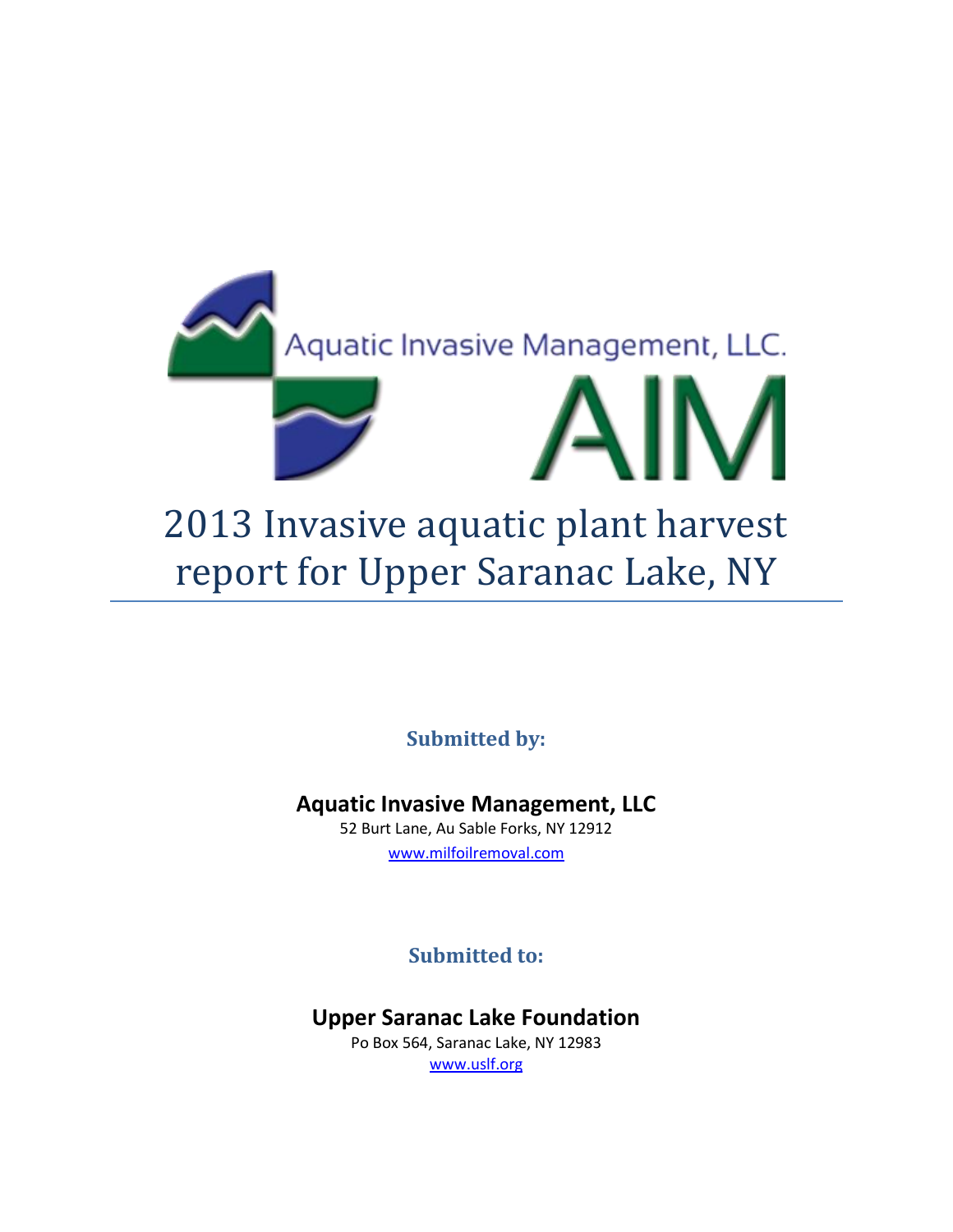Aquatic Invasive Management, LLC.

AIM

# 2013 Invasive aquatic plant harvest report for Upper Saranac Lake, NY

**Submitted by:**

**Aquatic Invasive Management, LLC**
52 Burt Lane, Au Sable Forks, NY 12912
www.milfoilremoval.com

**Submitted to:**

**Upper Saranac Lake Foundation**
Po Box 564, Saranac Lake, NY 12983
www.uslf.org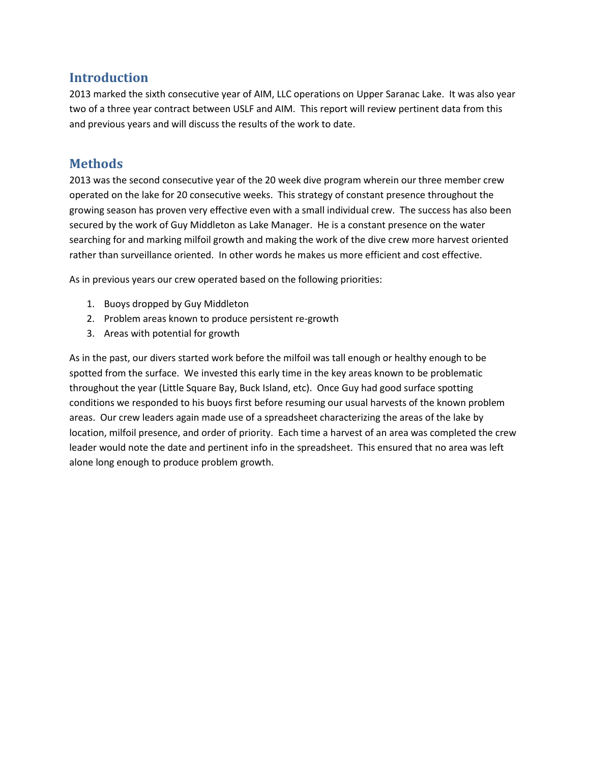## Introduction

2013 marked the sixth consecutive year of AIM, LLC operations on Upper Saranac Lake. It was also year two of a three year contract between USLF and AIM. This report will review pertinent data from this and previous years and will discuss the results of the work to date.

## Methods

2013 was the second consecutive year of the 20 week dive program wherein our three member crew operated on the lake for 20 consecutive weeks. This strategy of constant presence throughout the growing season has proven very effective even with a small individual crew. The success has also been secured by the work of Guy Middleton as Lake Manager. He is a constant presence on the water searching for and marking milfoil growth and making the work of the dive crew more harvest oriented rather than surveillance oriented. In other words he makes us more efficient and cost effective.

As in previous years our crew operated based on the following priorities:

1. Buoys dropped by Guy Middleton
2. Problem areas known to produce persistent re-growth
3. Areas with potential for growth

As in the past, our divers started work before the milfoil was tall enough or healthy enough to be spotted from the surface. We invested this early time in the key areas known to be problematic throughout the year (Little Square Bay, Buck Island, etc). Once Guy had good surface spotting conditions we responded to his buoys first before resuming our usual harvests of the known problem areas. Our crew leaders again made use of a spreadsheet characterizing the areas of the lake by location, milfoil presence, and order of priority. Each time a harvest of an area was completed the crew leader would note the date and pertinent info in the spreadsheet. This ensured that no area was left alone long enough to produce problem growth.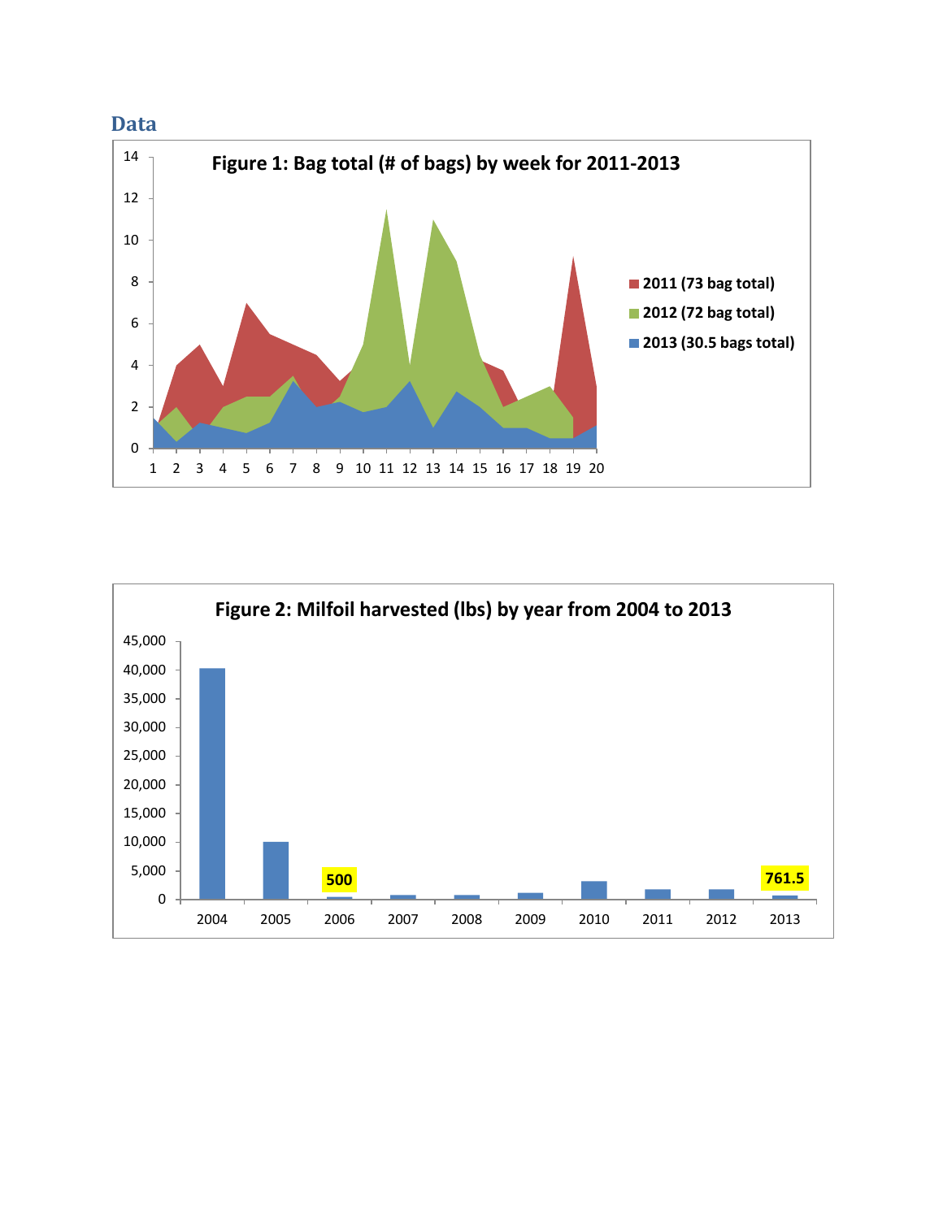## Data

**Figure 1: Bag total (# of bags) by week for 2011-2013**

- 2011 (73 bag total)
- 2012 (72 bag total)
- 2013 (30.5 bags total)

**Figure 2: Milfoil harvested (lbs) by year from 2004 to 2013**

500

761.5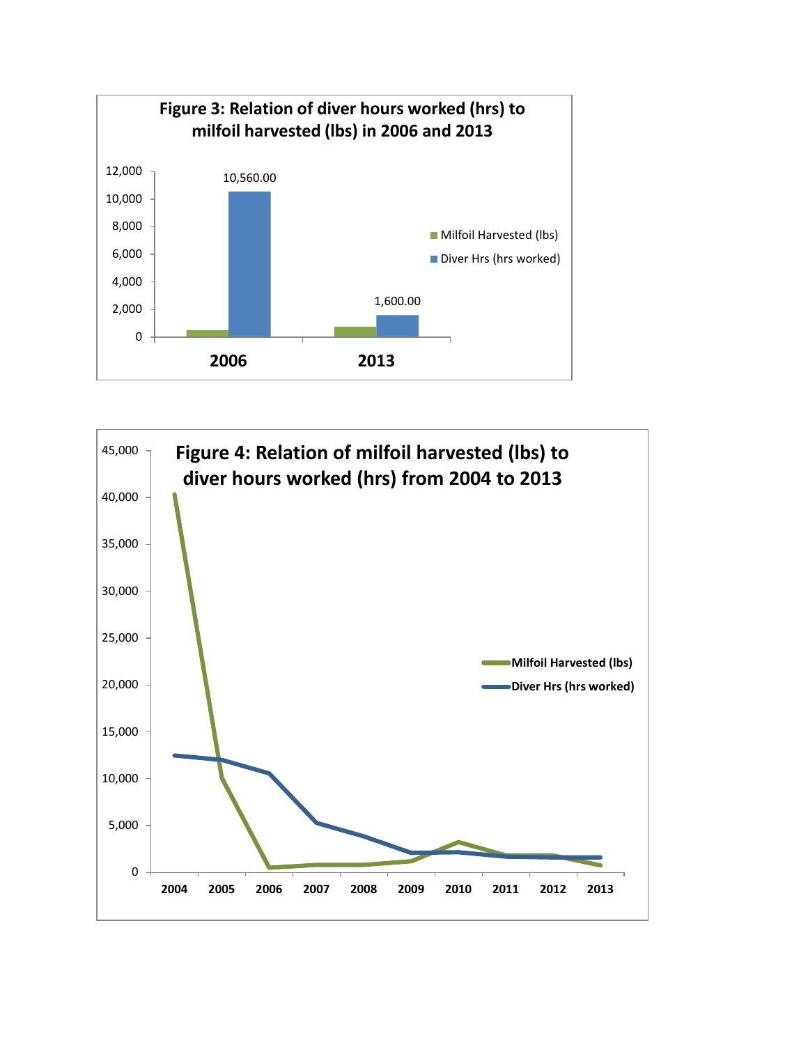**Figure 3: Relation of diver hours worked (hrs) to milfoil harvested (lbs) in 2006 and 2013**

| Year | Milfoil Harvested (lbs) | Diver Hrs (hrs worked) |
| --- | --- | --- |
| 2006 | | 10,560.00 |
| 2013 | | 1,600.00 |

**Figure 4: Relation of milfoil harvested (lbs) to diver hours worked (hrs) from 2004 to 2013**

Legend: Milfoil Harvested (lbs); Diver Hrs (hrs worked)

Years: 2004, 2005, 2006, 2007, 2008, 2009, 2010, 2011, 2012, 2013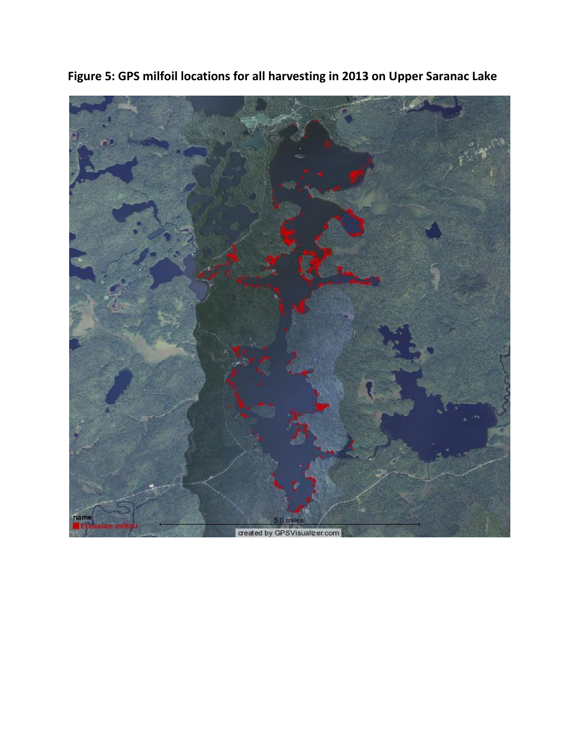**Figure 5: GPS milfoil locations for all harvesting in 2013 on Upper Saranac Lake**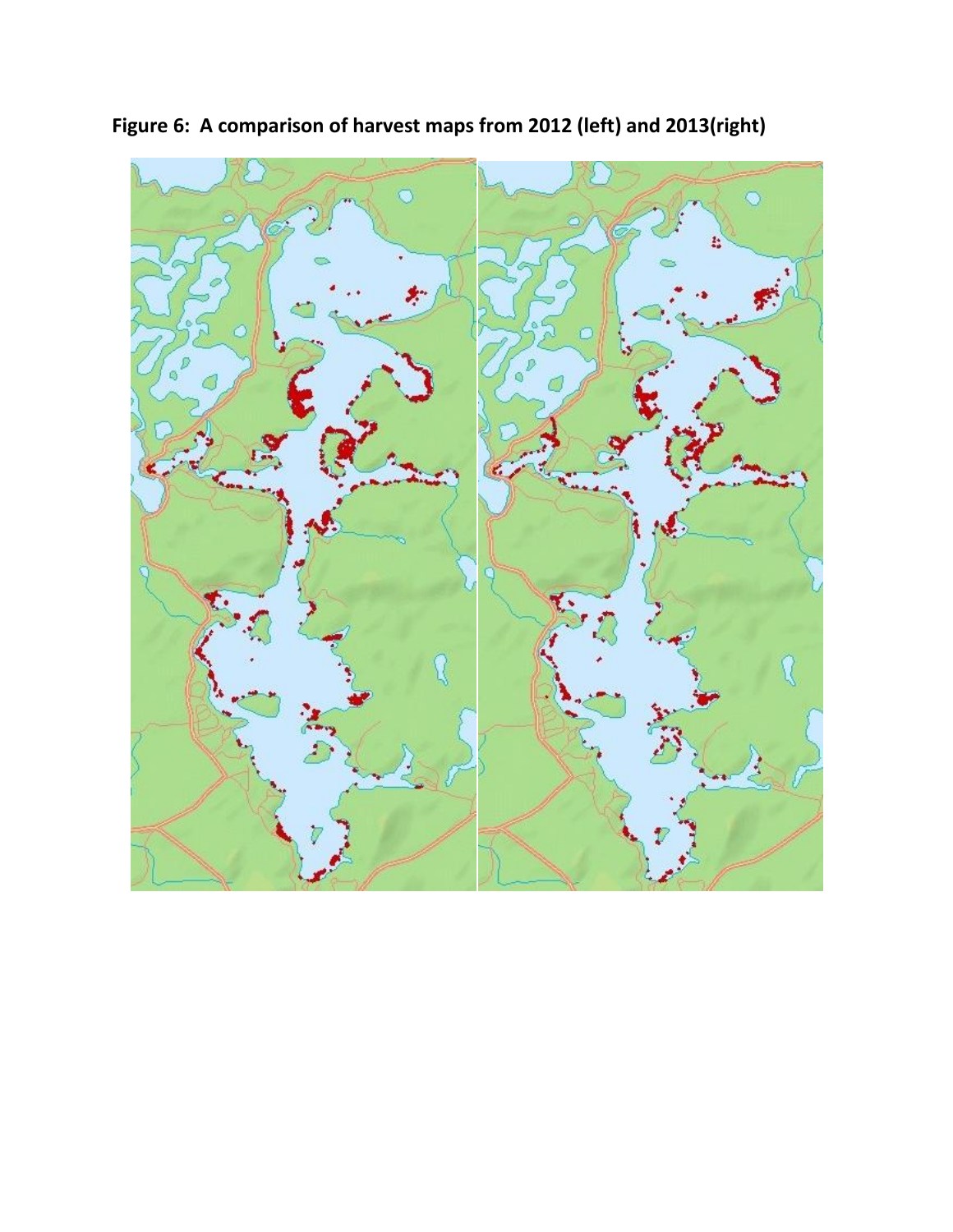**Figure 6: A comparison of harvest maps from 2012 (left) and 2013(right)**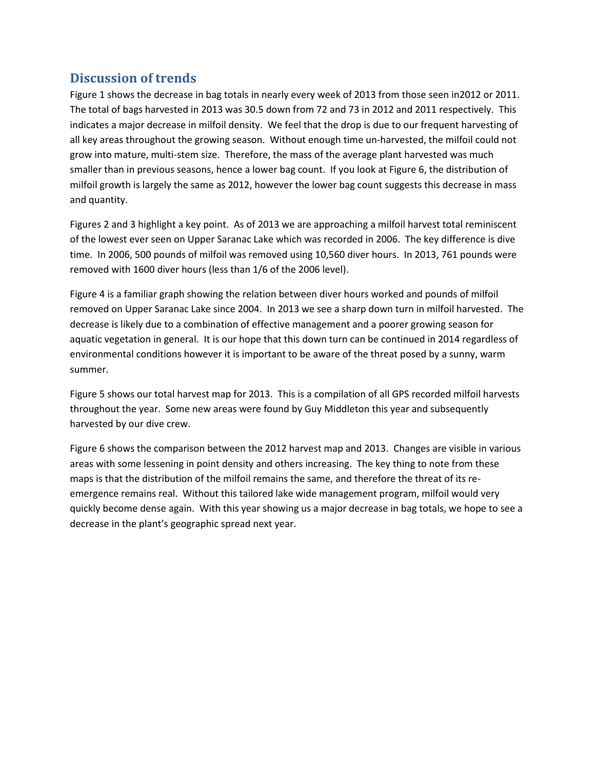## Discussion of trends

Figure 1 shows the decrease in bag totals in nearly every week of 2013 from those seen in2012 or 2011. The total of bags harvested in 2013 was 30.5 down from 72 and 73 in 2012 and 2011 respectively. This indicates a major decrease in milfoil density. We feel that the drop is due to our frequent harvesting of all key areas throughout the growing season. Without enough time un-harvested, the milfoil could not grow into mature, multi-stem size. Therefore, the mass of the average plant harvested was much smaller than in previous seasons, hence a lower bag count. If you look at Figure 6, the distribution of milfoil growth is largely the same as 2012, however the lower bag count suggests this decrease in mass and quantity.

Figures 2 and 3 highlight a key point. As of 2013 we are approaching a milfoil harvest total reminiscent of the lowest ever seen on Upper Saranac Lake which was recorded in 2006. The key difference is dive time. In 2006, 500 pounds of milfoil was removed using 10,560 diver hours. In 2013, 761 pounds were removed with 1600 diver hours (less than 1/6 of the 2006 level).

Figure 4 is a familiar graph showing the relation between diver hours worked and pounds of milfoil removed on Upper Saranac Lake since 2004. In 2013 we see a sharp down turn in milfoil harvested. The decrease is likely due to a combination of effective management and a poorer growing season for aquatic vegetation in general. It is our hope that this down turn can be continued in 2014 regardless of environmental conditions however it is important to be aware of the threat posed by a sunny, warm summer.

Figure 5 shows our total harvest map for 2013. This is a compilation of all GPS recorded milfoil harvests throughout the year. Some new areas were found by Guy Middleton this year and subsequently harvested by our dive crew.

Figure 6 shows the comparison between the 2012 harvest map and 2013. Changes are visible in various areas with some lessening in point density and others increasing. The key thing to note from these maps is that the distribution of the milfoil remains the same, and therefore the threat of its re-emergence remains real. Without this tailored lake wide management program, milfoil would very quickly become dense again. With this year showing us a major decrease in bag totals, we hope to see a decrease in the plant's geographic spread next year.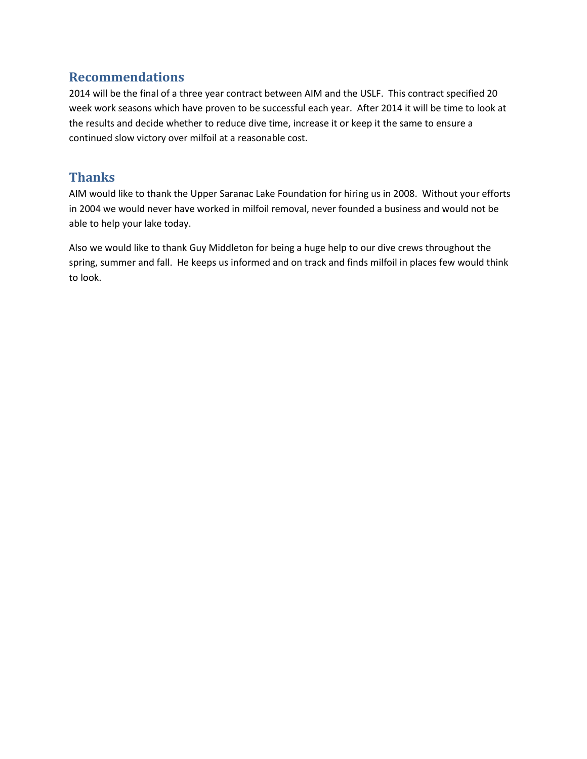## Recommendations

2014 will be the final of a three year contract between AIM and the USLF. This contract specified 20 week work seasons which have proven to be successful each year. After 2014 it will be time to look at the results and decide whether to reduce dive time, increase it or keep it the same to ensure a continued slow victory over milfoil at a reasonable cost.

## Thanks

AIM would like to thank the Upper Saranac Lake Foundation for hiring us in 2008. Without your efforts in 2004 we would never have worked in milfoil removal, never founded a business and would not be able to help your lake today.

Also we would like to thank Guy Middleton for being a huge help to our dive crews throughout the spring, summer and fall. He keeps us informed and on track and finds milfoil in places few would think to look.